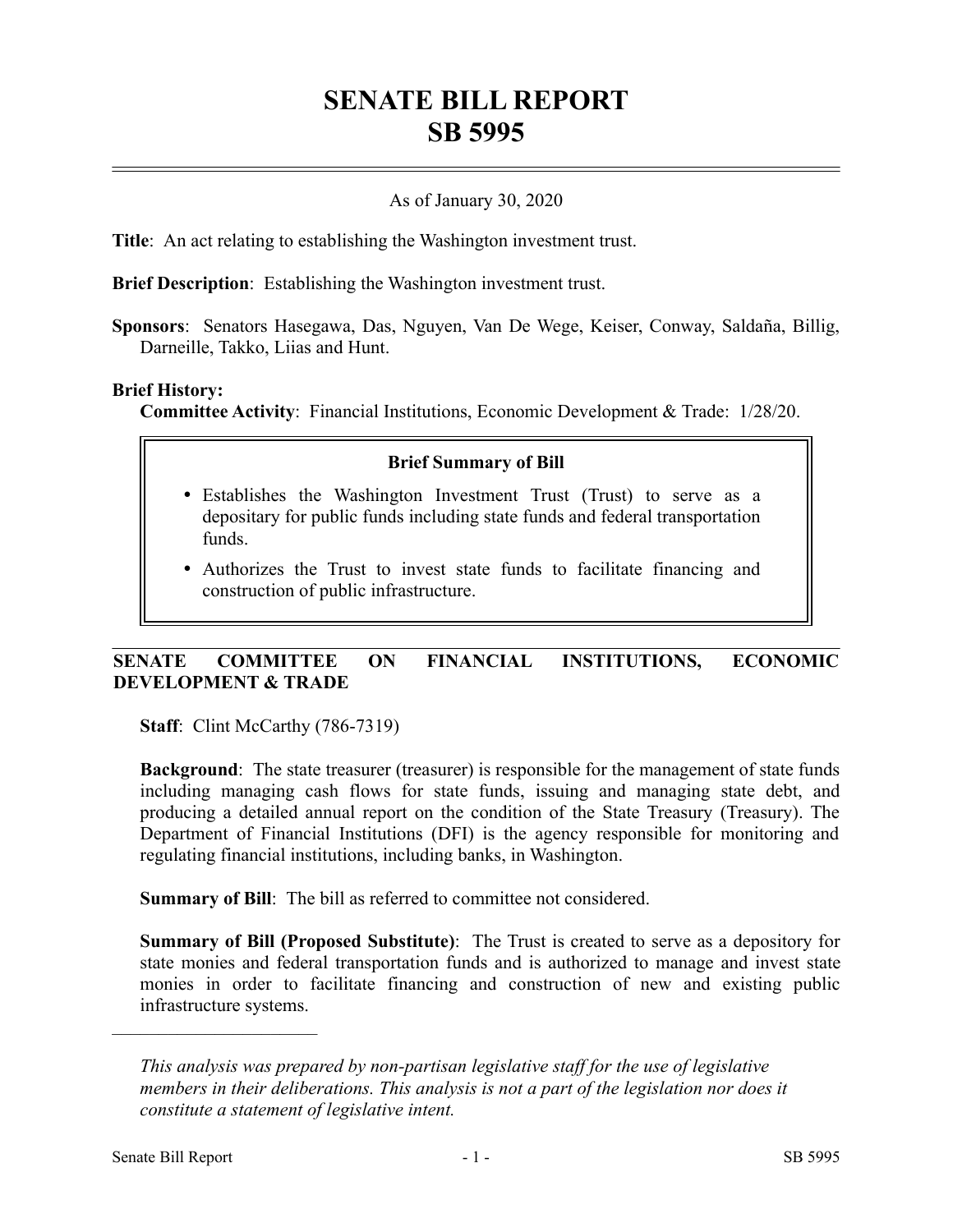# SENATE BILL REPORT
# SB 5995

As of January 30, 2020

**Title**: An act relating to establishing the Washington investment trust.

**Brief Description**: Establishing the Washington investment trust.

**Sponsors**: Senators Hasegawa, Das, Nguyen, Van De Wege, Keiser, Conway, Saldaña, Billig, Darneille, Takko, Liias and Hunt.

**Brief History:**
**Committee Activity**: Financial Institutions, Economic Development & Trade: 1/28/20.

**Brief Summary of Bill**

- Establishes the Washington Investment Trust (Trust) to serve as a depositary for public funds including state funds and federal transportation funds.
- Authorizes the Trust to invest state funds to facilitate financing and construction of public infrastructure.

## SENATE COMMITTEE ON FINANCIAL INSTITUTIONS, ECONOMIC DEVELOPMENT & TRADE

**Staff**: Clint McCarthy (786-7319)

**Background**: The state treasurer (treasurer) is responsible for the management of state funds including managing cash flows for state funds, issuing and managing state debt, and producing a detailed annual report on the condition of the State Treasury (Treasury). The Department of Financial Institutions (DFI) is the agency responsible for monitoring and regulating financial institutions, including banks, in Washington.

**Summary of Bill**: The bill as referred to committee not considered.

**Summary of Bill (Proposed Substitute)**: The Trust is created to serve as a depository for state monies and federal transportation funds and is authorized to manage and invest state monies in order to facilitate financing and construction of new and existing public infrastructure systems.

---

*This analysis was prepared by non-partisan legislative staff for the use of legislative members in their deliberations. This analysis is not a part of the legislation nor does it constitute a statement of legislative intent.*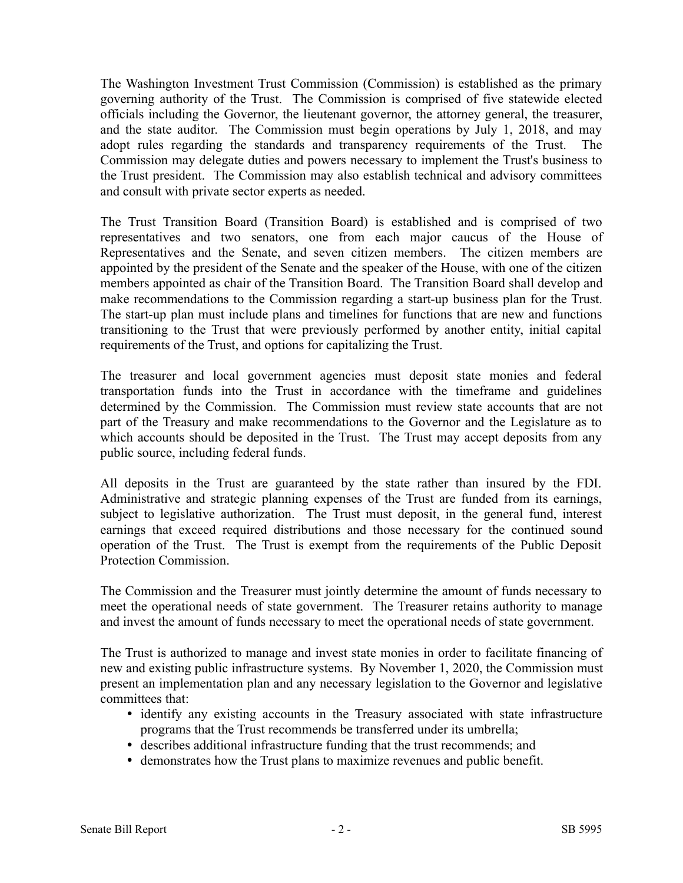The Washington Investment Trust Commission (Commission) is established as the primary governing authority of the Trust. The Commission is comprised of five statewide elected officials including the Governor, the lieutenant governor, the attorney general, the treasurer, and the state auditor. The Commission must begin operations by July 1, 2018, and may adopt rules regarding the standards and transparency requirements of the Trust. The Commission may delegate duties and powers necessary to implement the Trust's business to the Trust president. The Commission may also establish technical and advisory committees and consult with private sector experts as needed.

The Trust Transition Board (Transition Board) is established and is comprised of two representatives and two senators, one from each major caucus of the House of Representatives and the Senate, and seven citizen members. The citizen members are appointed by the president of the Senate and the speaker of the House, with one of the citizen members appointed as chair of the Transition Board. The Transition Board shall develop and make recommendations to the Commission regarding a start-up business plan for the Trust. The start-up plan must include plans and timelines for functions that are new and functions transitioning to the Trust that were previously performed by another entity, initial capital requirements of the Trust, and options for capitalizing the Trust.

The treasurer and local government agencies must deposit state monies and federal transportation funds into the Trust in accordance with the timeframe and guidelines determined by the Commission. The Commission must review state accounts that are not part of the Treasury and make recommendations to the Governor and the Legislature as to which accounts should be deposited in the Trust. The Trust may accept deposits from any public source, including federal funds.

All deposits in the Trust are guaranteed by the state rather than insured by the FDI. Administrative and strategic planning expenses of the Trust are funded from its earnings, subject to legislative authorization. The Trust must deposit, in the general fund, interest earnings that exceed required distributions and those necessary for the continued sound operation of the Trust. The Trust is exempt from the requirements of the Public Deposit Protection Commission.

The Commission and the Treasurer must jointly determine the amount of funds necessary to meet the operational needs of state government. The Treasurer retains authority to manage and invest the amount of funds necessary to meet the operational needs of state government.

The Trust is authorized to manage and invest state monies in order to facilitate financing of new and existing public infrastructure systems. By November 1, 2020, the Commission must present an implementation plan and any necessary legislation to the Governor and legislative committees that:

- identify any existing accounts in the Treasury associated with state infrastructure programs that the Trust recommends be transferred under its umbrella;
- describes additional infrastructure funding that the trust recommends; and
- demonstrates how the Trust plans to maximize revenues and public benefit.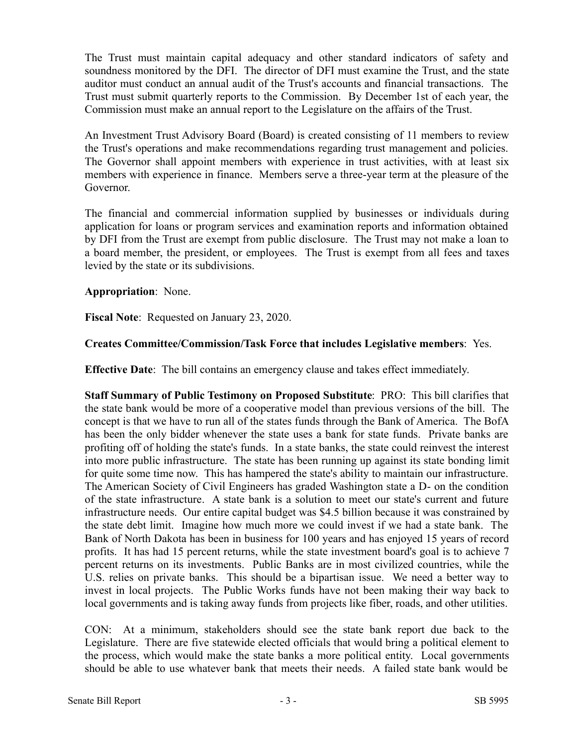The Trust must maintain capital adequacy and other standard indicators of safety and soundness monitored by the DFI. The director of DFI must examine the Trust, and the state auditor must conduct an annual audit of the Trust's accounts and financial transactions. The Trust must submit quarterly reports to the Commission. By December 1st of each year, the Commission must make an annual report to the Legislature on the affairs of the Trust.

An Investment Trust Advisory Board (Board) is created consisting of 11 members to review the Trust's operations and make recommendations regarding trust management and policies. The Governor shall appoint members with experience in trust activities, with at least six members with experience in finance. Members serve a three-year term at the pleasure of the Governor.

The financial and commercial information supplied by businesses or individuals during application for loans or program services and examination reports and information obtained by DFI from the Trust are exempt from public disclosure. The Trust may not make a loan to a board member, the president, or employees. The Trust is exempt from all fees and taxes levied by the state or its subdivisions.

**Appropriation**: None.

**Fiscal Note**: Requested on January 23, 2020.

**Creates Committee/Commission/Task Force that includes Legislative members**: Yes.

**Effective Date**: The bill contains an emergency clause and takes effect immediately.

**Staff Summary of Public Testimony on Proposed Substitute**: PRO: This bill clarifies that the state bank would be more of a cooperative model than previous versions of the bill. The concept is that we have to run all of the states funds through the Bank of America. The BofA has been the only bidder whenever the state uses a bank for state funds. Private banks are profiting off of holding the state's funds. In a state banks, the state could reinvest the interest into more public infrastructure. The state has been running up against its state bonding limit for quite some time now. This has hampered the state's ability to maintain our infrastructure. The American Society of Civil Engineers has graded Washington state a D- on the condition of the state infrastructure. A state bank is a solution to meet our state's current and future infrastructure needs. Our entire capital budget was $4.5 billion because it was constrained by the state debt limit. Imagine how much more we could invest if we had a state bank. The Bank of North Dakota has been in business for 100 years and has enjoyed 15 years of record profits. It has had 15 percent returns, while the state investment board's goal is to achieve 7 percent returns on its investments. Public Banks are in most civilized countries, while the U.S. relies on private banks. This should be a bipartisan issue. We need a better way to invest in local projects. The Public Works funds have not been making their way back to local governments and is taking away funds from projects like fiber, roads, and other utilities.

CON: At a minimum, stakeholders should see the state bank report due back to the Legislature. There are five statewide elected officials that would bring a political element to the process, which would make the state banks a more political entity. Local governments should be able to use whatever bank that meets their needs. A failed state bank would be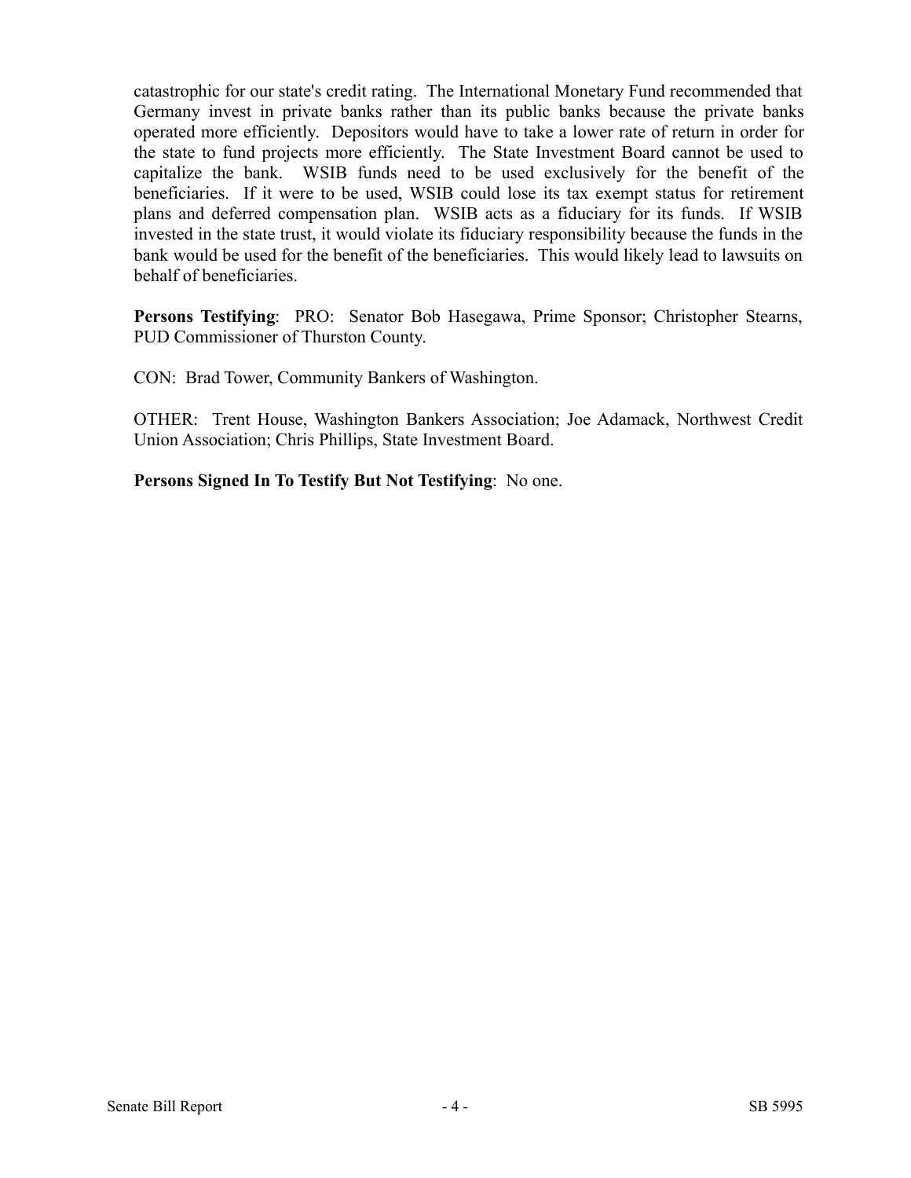catastrophic for our state's credit rating. The International Monetary Fund recommended that Germany invest in private banks rather than its public banks because the private banks operated more efficiently. Depositors would have to take a lower rate of return in order for the state to fund projects more efficiently. The State Investment Board cannot be used to capitalize the bank. WSIB funds need to be used exclusively for the benefit of the beneficiaries. If it were to be used, WSIB could lose its tax exempt status for retirement plans and deferred compensation plan. WSIB acts as a fiduciary for its funds. If WSIB invested in the state trust, it would violate its fiduciary responsibility because the funds in the bank would be used for the benefit of the beneficiaries. This would likely lead to lawsuits on behalf of beneficiaries.

**Persons Testifying**: PRO: Senator Bob Hasegawa, Prime Sponsor; Christopher Stearns, PUD Commissioner of Thurston County.

CON: Brad Tower, Community Bankers of Washington.

OTHER: Trent House, Washington Bankers Association; Joe Adamack, Northwest Credit Union Association; Chris Phillips, State Investment Board.

**Persons Signed In To Testify But Not Testifying**: No one.